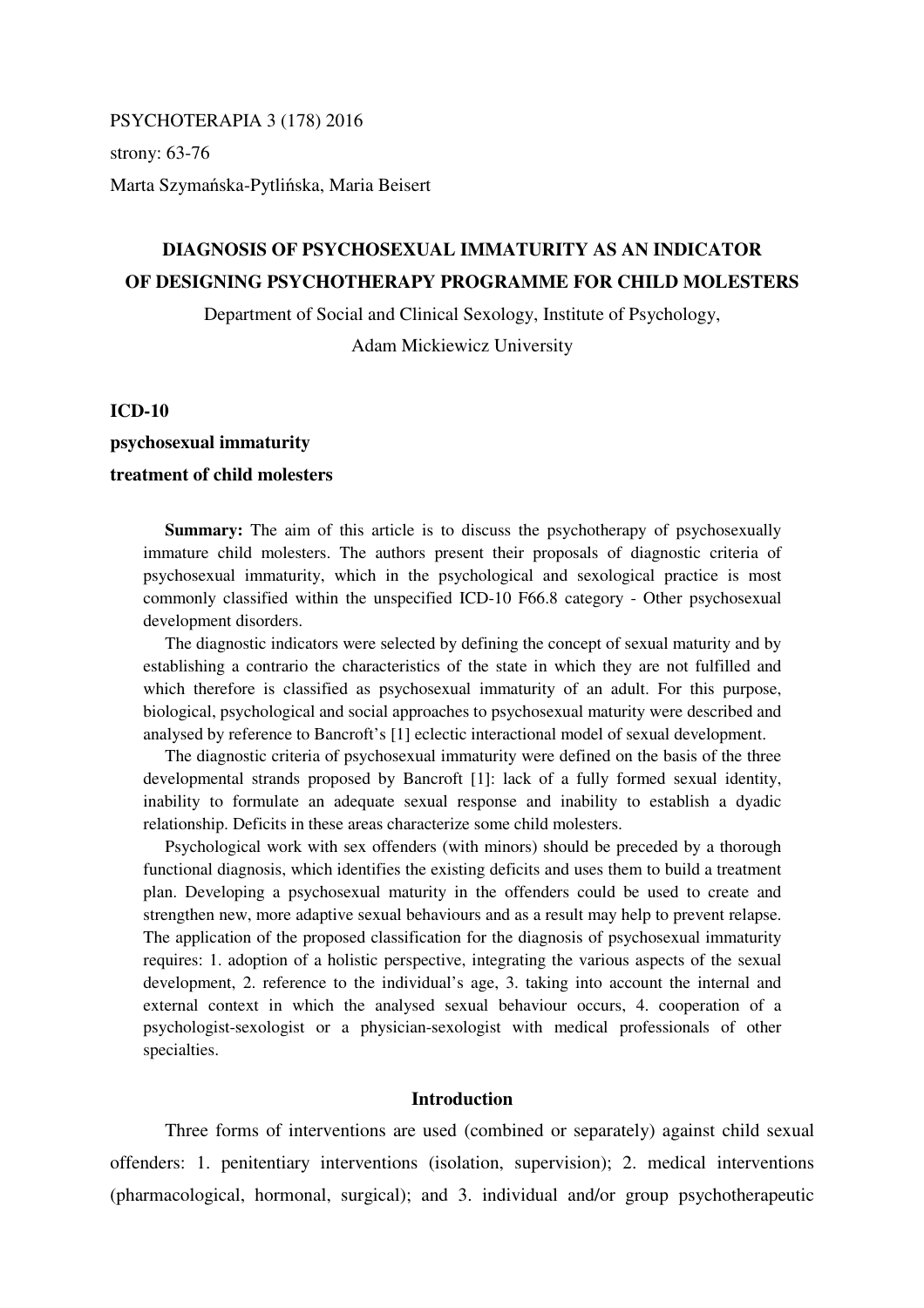PSYCHOTERAPIA 3 (178) 2016

strony: 63-76

Marta Szymańska-Pytlińska, Maria Beisert

# DIAGNOSIS OF PSYCHOSEXUAL IMMATURITY AS AN INDICATOR OF DESIGNING PSYCHOTHERAPY PROGRAMME FOR CHILD MOLESTERS

Department of Social and Clinical Sexology, Institute of Psychology, Adam Mickiewicz University

**ICD-10**

**psychosexual immaturity**

**treatment of child molesters**

**Summary:** The aim of this article is to discuss the psychotherapy of psychosexually immature child molesters. The authors present their proposals of diagnostic criteria of psychosexual immaturity, which in the psychological and sexological practice is most commonly classified within the unspecified ICD-10 F66.8 category - Other psychosexual development disorders.

The diagnostic indicators were selected by defining the concept of sexual maturity and by establishing a contrario the characteristics of the state in which they are not fulfilled and which therefore is classified as psychosexual immaturity of an adult. For this purpose, biological, psychological and social approaches to psychosexual maturity were described and analysed by reference to Bancroft's [1] eclectic interactional model of sexual development.

The diagnostic criteria of psychosexual immaturity were defined on the basis of the three developmental strands proposed by Bancroft [1]: lack of a fully formed sexual identity, inability to formulate an adequate sexual response and inability to establish a dyadic relationship. Deficits in these areas characterize some child molesters.

Psychological work with sex offenders (with minors) should be preceded by a thorough functional diagnosis, which identifies the existing deficits and uses them to build a treatment plan. Developing a psychosexual maturity in the offenders could be used to create and strengthen new, more adaptive sexual behaviours and as a result may help to prevent relapse. The application of the proposed classification for the diagnosis of psychosexual immaturity requires: 1. adoption of a holistic perspective, integrating the various aspects of the sexual development, 2. reference to the individual's age, 3. taking into account the internal and external context in which the analysed sexual behaviour occurs, 4. cooperation of a psychologist-sexologist or a physician-sexologist with medical professionals of other specialties.

## Introduction

Three forms of interventions are used (combined or separately) against child sexual offenders: 1. penitentiary interventions (isolation, supervision); 2. medical interventions (pharmacological, hormonal, surgical); and 3. individual and/or group psychotherapeutic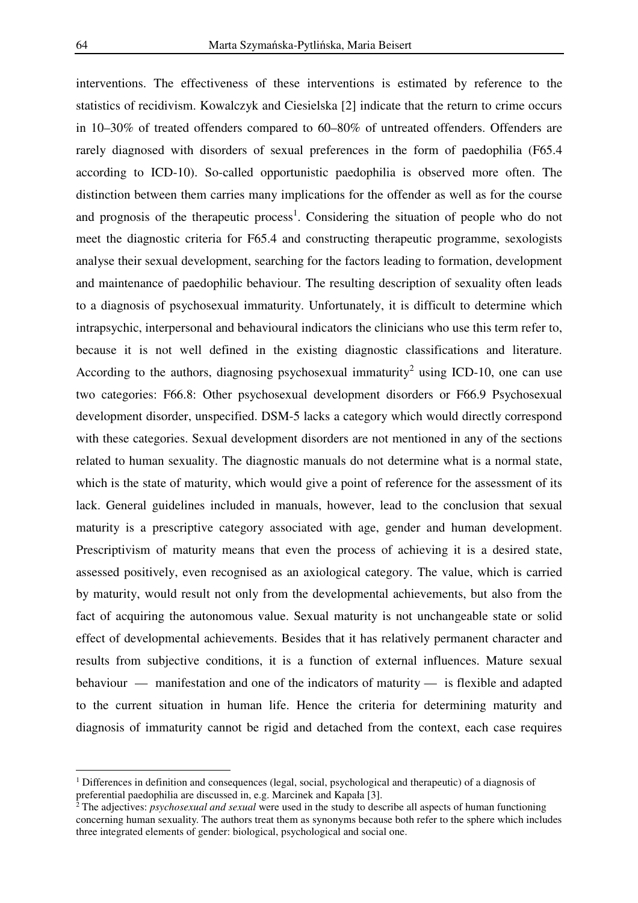interventions. The effectiveness of these interventions is estimated by reference to the statistics of recidivism. Kowalczyk and Ciesielska [2] indicate that the return to crime occurs in 10–30% of treated offenders compared to 60–80% of untreated offenders. Offenders are rarely diagnosed with disorders of sexual preferences in the form of paedophilia (F65.4 according to ICD-10). So-called opportunistic paedophilia is observed more often. The distinction between them carries many implications for the offender as well as for the course and prognosis of the therapeutic process[1]. Considering the situation of people who do not meet the diagnostic criteria for F65.4 and constructing therapeutic programme, sexologists analyse their sexual development, searching for the factors leading to formation, development and maintenance of paedophilic behaviour. The resulting description of sexuality often leads to a diagnosis of psychosexual immaturity. Unfortunately, it is difficult to determine which intrapsychic, interpersonal and behavioural indicators the clinicians who use this term refer to, because it is not well defined in the existing diagnostic classifications and literature. According to the authors, diagnosing psychosexual immaturity[2] using ICD-10, one can use two categories: F66.8: Other psychosexual development disorders or F66.9 Psychosexual development disorder, unspecified. DSM-5 lacks a category which would directly correspond with these categories. Sexual development disorders are not mentioned in any of the sections related to human sexuality. The diagnostic manuals do not determine what is a normal state, which is the state of maturity, which would give a point of reference for the assessment of its lack. General guidelines included in manuals, however, lead to the conclusion that sexual maturity is a prescriptive category associated with age, gender and human development. Prescriptivism of maturity means that even the process of achieving it is a desired state, assessed positively, even recognised as an axiological category. The value, which is carried by maturity, would result not only from the developmental achievements, but also from the fact of acquiring the autonomous value. Sexual maturity is not unchangeable state or solid effect of developmental achievements. Besides that it has relatively permanent character and results from subjective conditions, it is a function of external influences. Mature sexual behaviour — manifestation and one of the indicators of maturity — is flexible and adapted to the current situation in human life. Hence the criteria for determining maturity and diagnosis of immaturity cannot be rigid and detached from the context, each case requires

[1] Differences in definition and consequences (legal, social, psychological and therapeutic) of a diagnosis of preferential paedophilia are discussed in, e.g. Marcinek and Kapała [3].

[2] The adjectives: *psychosexual and sexual* were used in the study to describe all aspects of human functioning concerning human sexuality. The authors treat them as synonyms because both refer to the sphere which includes three integrated elements of gender: biological, psychological and social one.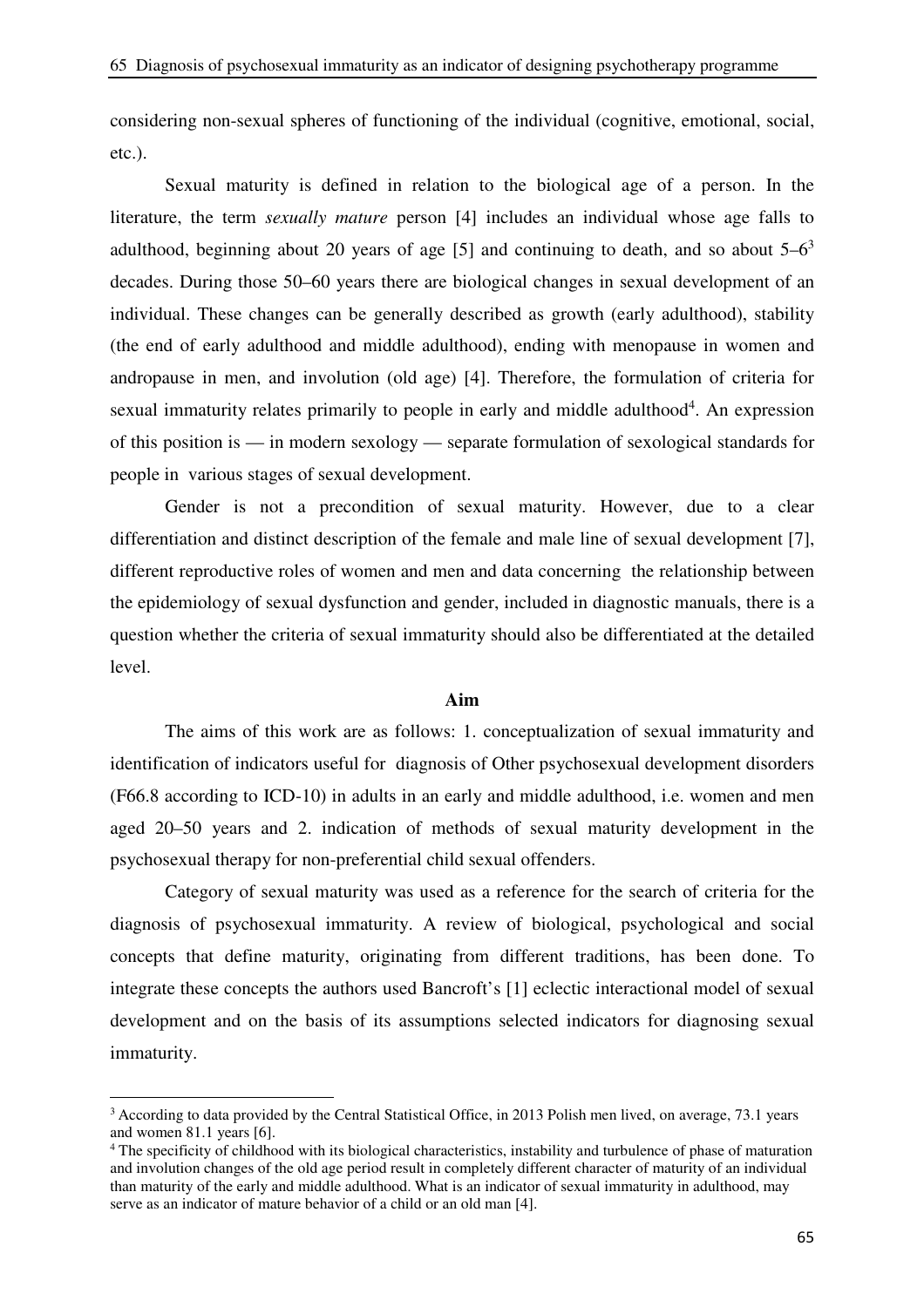considering non-sexual spheres of functioning of the individual (cognitive, emotional, social, etc.).

Sexual maturity is defined in relation to the biological age of a person. In the literature, the term *sexually mature* person [4] includes an individual whose age falls to adulthood, beginning about 20 years of age [5] and continuing to death, and so about 5–6[3] decades. During those 50–60 years there are biological changes in sexual development of an individual. These changes can be generally described as growth (early adulthood), stability (the end of early adulthood and middle adulthood), ending with menopause in women and andropause in men, and involution (old age) [4]. Therefore, the formulation of criteria for sexual immaturity relates primarily to people in early and middle adulthood[4]. An expression of this position is — in modern sexology — separate formulation of sexological standards for people in various stages of sexual development.

Gender is not a precondition of sexual maturity. However, due to a clear differentiation and distinct description of the female and male line of sexual development [7], different reproductive roles of women and men and data concerning the relationship between the epidemiology of sexual dysfunction and gender, included in diagnostic manuals, there is a question whether the criteria of sexual immaturity should also be differentiated at the detailed level.

## Aim

The aims of this work are as follows: 1. conceptualization of sexual immaturity and identification of indicators useful for diagnosis of Other psychosexual development disorders (F66.8 according to ICD-10) in adults in an early and middle adulthood, i.e. women and men aged 20–50 years and 2. indication of methods of sexual maturity development in the psychosexual therapy for non-preferential child sexual offenders.

Category of sexual maturity was used as a reference for the search of criteria for the diagnosis of psychosexual immaturity. A review of biological, psychological and social concepts that define maturity, originating from different traditions, has been done. To integrate these concepts the authors used Bancroft's [1] eclectic interactional model of sexual development and on the basis of its assumptions selected indicators for diagnosing sexual immaturity.

---

[3] According to data provided by the Central Statistical Office, in 2013 Polish men lived, on average, 73.1 years and women 81.1 years [6].

[4] The specificity of childhood with its biological characteristics, instability and turbulence of phase of maturation and involution changes of the old age period result in completely different character of maturity of an individual than maturity of the early and middle adulthood. What is an indicator of sexual immaturity in adulthood, may serve as an indicator of mature behavior of a child or an old man [4].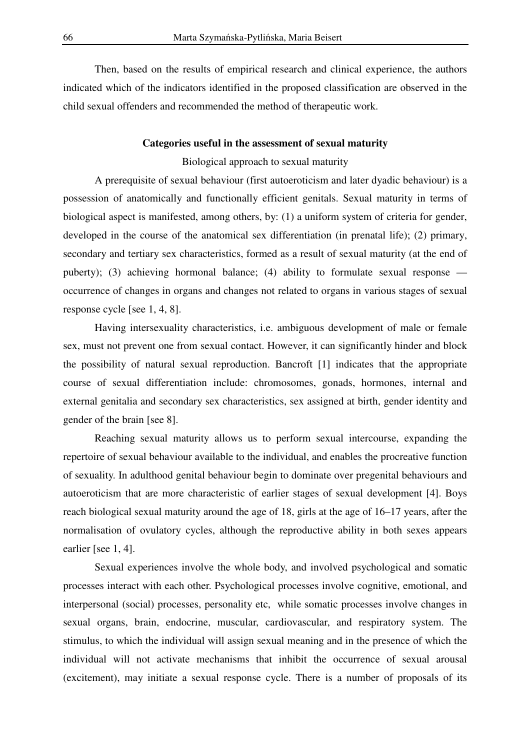Then, based on the results of empirical research and clinical experience, the authors indicated which of the indicators identified in the proposed classification are observed in the child sexual offenders and recommended the method of therapeutic work.

## Categories useful in the assessment of sexual maturity

### Biological approach to sexual maturity

A prerequisite of sexual behaviour (first autoeroticism and later dyadic behaviour) is a possession of anatomically and functionally efficient genitals. Sexual maturity in terms of biological aspect is manifested, among others, by: (1) a uniform system of criteria for gender, developed in the course of the anatomical sex differentiation (in prenatal life); (2) primary, secondary and tertiary sex characteristics, formed as a result of sexual maturity (at the end of puberty); (3) achieving hormonal balance; (4) ability to formulate sexual response — occurrence of changes in organs and changes not related to organs in various stages of sexual response cycle [see 1, 4, 8].

Having intersexuality characteristics, i.e. ambiguous development of male or female sex, must not prevent one from sexual contact. However, it can significantly hinder and block the possibility of natural sexual reproduction. Bancroft [1] indicates that the appropriate course of sexual differentiation include: chromosomes, gonads, hormones, internal and external genitalia and secondary sex characteristics, sex assigned at birth, gender identity and gender of the brain [see 8].

Reaching sexual maturity allows us to perform sexual intercourse, expanding the repertoire of sexual behaviour available to the individual, and enables the procreative function of sexuality. In adulthood genital behaviour begin to dominate over pregenital behaviours and autoeroticism that are more characteristic of earlier stages of sexual development [4]. Boys reach biological sexual maturity around the age of 18, girls at the age of 16–17 years, after the normalisation of ovulatory cycles, although the reproductive ability in both sexes appears earlier [see 1, 4].

Sexual experiences involve the whole body, and involved psychological and somatic processes interact with each other. Psychological processes involve cognitive, emotional, and interpersonal (social) processes, personality etc, while somatic processes involve changes in sexual organs, brain, endocrine, muscular, cardiovascular, and respiratory system. The stimulus, to which the individual will assign sexual meaning and in the presence of which the individual will not activate mechanisms that inhibit the occurrence of sexual arousal (excitement), may initiate a sexual response cycle. There is a number of proposals of its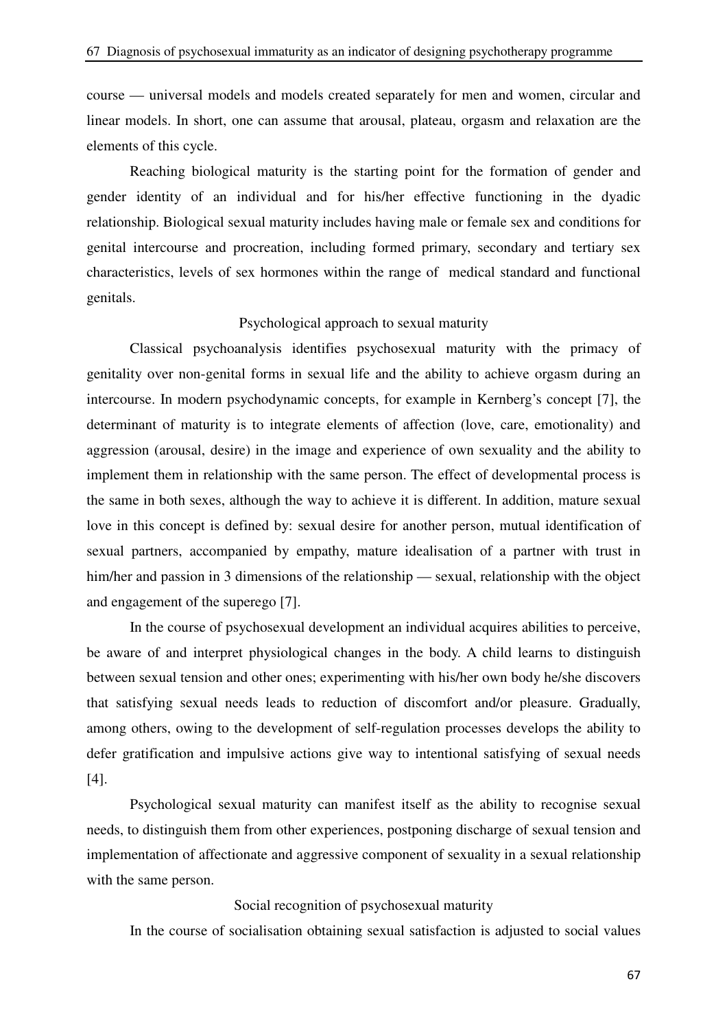course — universal models and models created separately for men and women, circular and linear models. In short, one can assume that arousal, plateau, orgasm and relaxation are the elements of this cycle.

Reaching biological maturity is the starting point for the formation of gender and gender identity of an individual and for his/her effective functioning in the dyadic relationship. Biological sexual maturity includes having male or female sex and conditions for genital intercourse and procreation, including formed primary, secondary and tertiary sex characteristics, levels of sex hormones within the range of medical standard and functional genitals.

## Psychological approach to sexual maturity

Classical psychoanalysis identifies psychosexual maturity with the primacy of genitality over non-genital forms in sexual life and the ability to achieve orgasm during an intercourse. In modern psychodynamic concepts, for example in Kernberg's concept [7], the determinant of maturity is to integrate elements of affection (love, care, emotionality) and aggression (arousal, desire) in the image and experience of own sexuality and the ability to implement them in relationship with the same person. The effect of developmental process is the same in both sexes, although the way to achieve it is different. In addition, mature sexual love in this concept is defined by: sexual desire for another person, mutual identification of sexual partners, accompanied by empathy, mature idealisation of a partner with trust in him/her and passion in 3 dimensions of the relationship — sexual, relationship with the object and engagement of the superego [7].

In the course of psychosexual development an individual acquires abilities to perceive, be aware of and interpret physiological changes in the body. A child learns to distinguish between sexual tension and other ones; experimenting with his/her own body he/she discovers that satisfying sexual needs leads to reduction of discomfort and/or pleasure. Gradually, among others, owing to the development of self-regulation processes develops the ability to defer gratification and impulsive actions give way to intentional satisfying of sexual needs [4].

Psychological sexual maturity can manifest itself as the ability to recognise sexual needs, to distinguish them from other experiences, postponing discharge of sexual tension and implementation of affectionate and aggressive component of sexuality in a sexual relationship with the same person.

## Social recognition of psychosexual maturity

In the course of socialisation obtaining sexual satisfaction is adjusted to social values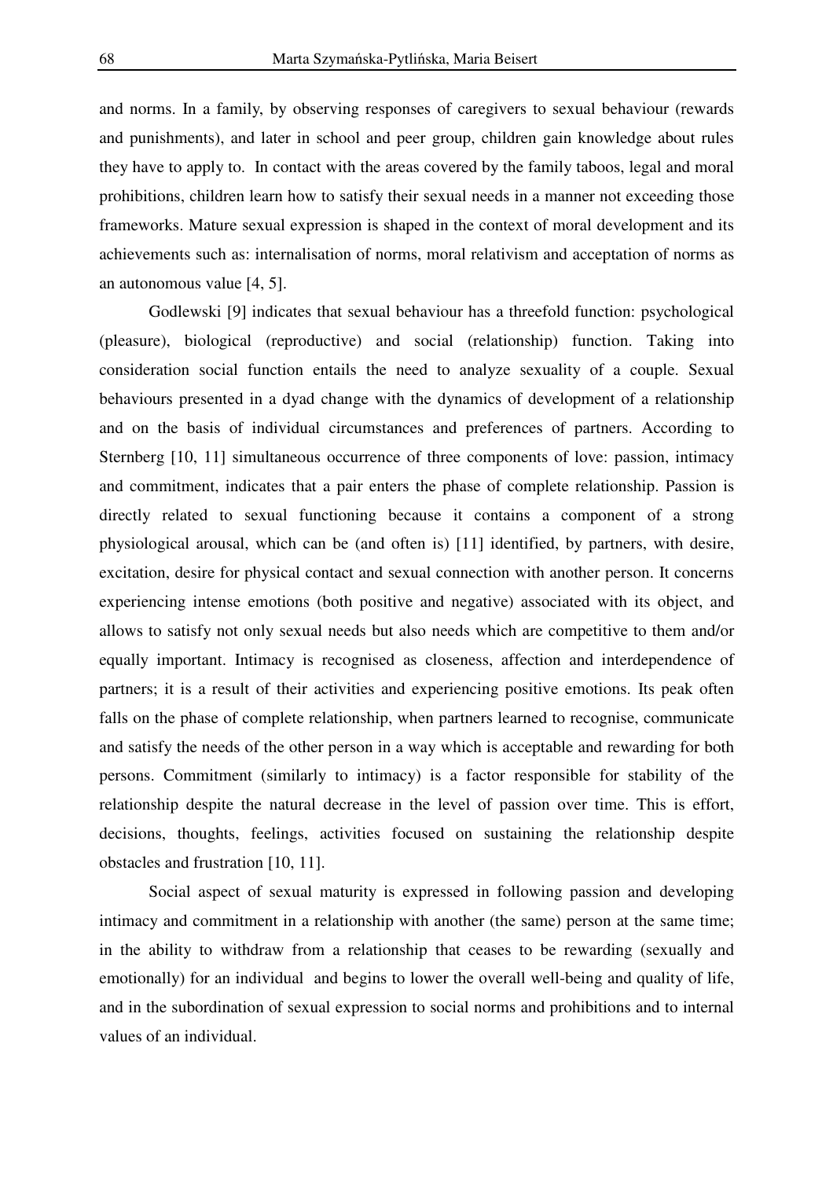and norms. In a family, by observing responses of caregivers to sexual behaviour (rewards and punishments), and later in school and peer group, children gain knowledge about rules they have to apply to. In contact with the areas covered by the family taboos, legal and moral prohibitions, children learn how to satisfy their sexual needs in a manner not exceeding those frameworks. Mature sexual expression is shaped in the context of moral development and its achievements such as: internalisation of norms, moral relativism and acceptation of norms as an autonomous value [4, 5].

Godlewski [9] indicates that sexual behaviour has a threefold function: psychological (pleasure), biological (reproductive) and social (relationship) function. Taking into consideration social function entails the need to analyze sexuality of a couple. Sexual behaviours presented in a dyad change with the dynamics of development of a relationship and on the basis of individual circumstances and preferences of partners. According to Sternberg [10, 11] simultaneous occurrence of three components of love: passion, intimacy and commitment, indicates that a pair enters the phase of complete relationship. Passion is directly related to sexual functioning because it contains a component of a strong physiological arousal, which can be (and often is) [11] identified, by partners, with desire, excitation, desire for physical contact and sexual connection with another person. It concerns experiencing intense emotions (both positive and negative) associated with its object, and allows to satisfy not only sexual needs but also needs which are competitive to them and/or equally important. Intimacy is recognised as closeness, affection and interdependence of partners; it is a result of their activities and experiencing positive emotions. Its peak often falls on the phase of complete relationship, when partners learned to recognise, communicate and satisfy the needs of the other person in a way which is acceptable and rewarding for both persons. Commitment (similarly to intimacy) is a factor responsible for stability of the relationship despite the natural decrease in the level of passion over time. This is effort, decisions, thoughts, feelings, activities focused on sustaining the relationship despite obstacles and frustration [10, 11].

Social aspect of sexual maturity is expressed in following passion and developing intimacy and commitment in a relationship with another (the same) person at the same time; in the ability to withdraw from a relationship that ceases to be rewarding (sexually and emotionally) for an individual and begins to lower the overall well-being and quality of life, and in the subordination of sexual expression to social norms and prohibitions and to internal values of an individual.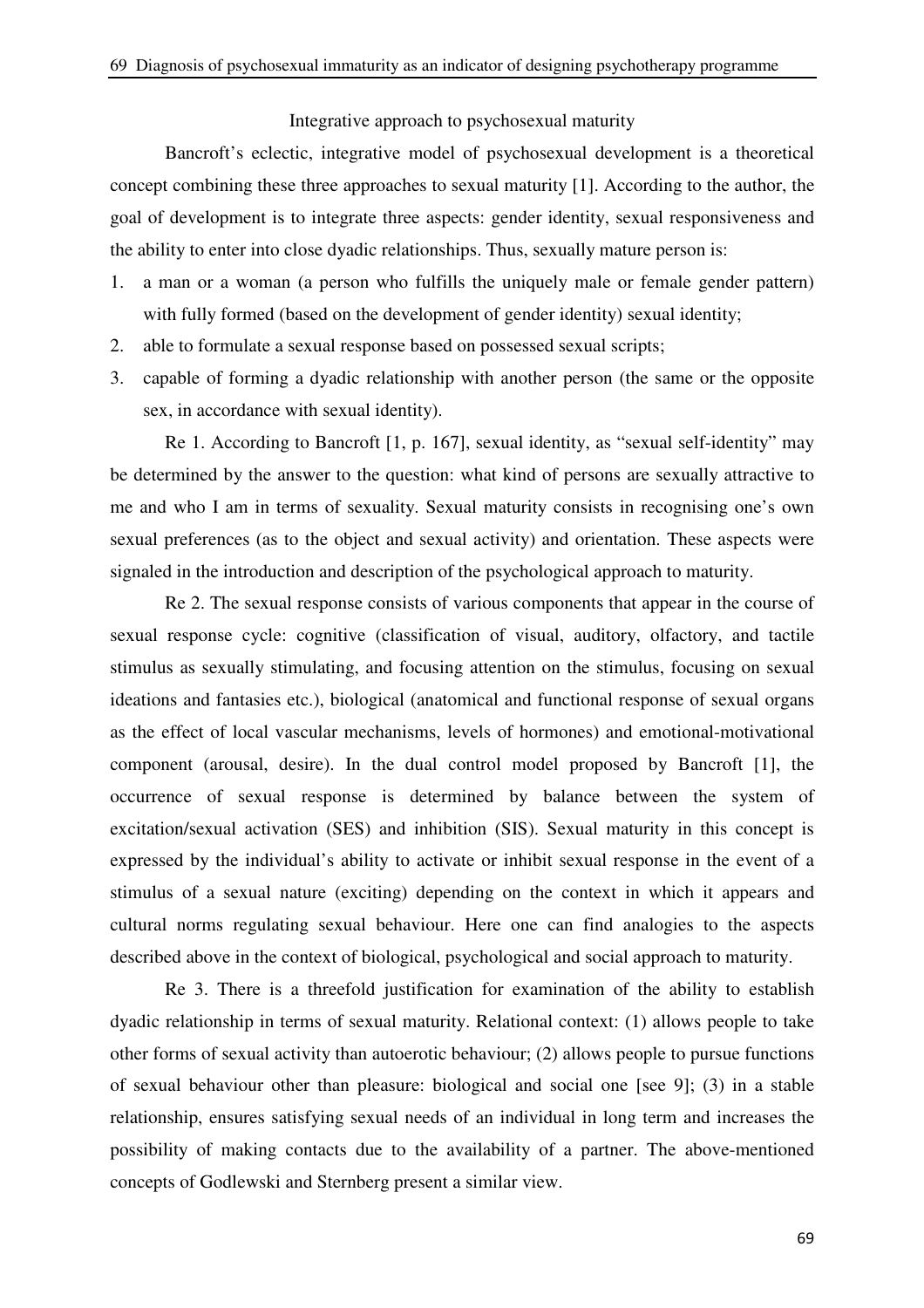## Integrative approach to psychosexual maturity

Bancroft's eclectic, integrative model of psychosexual development is a theoretical concept combining these three approaches to sexual maturity [1]. According to the author, the goal of development is to integrate three aspects: gender identity, sexual responsiveness and the ability to enter into close dyadic relationships. Thus, sexually mature person is:

1. a man or a woman (a person who fulfills the uniquely male or female gender pattern) with fully formed (based on the development of gender identity) sexual identity;
2. able to formulate a sexual response based on possessed sexual scripts;
3. capable of forming a dyadic relationship with another person (the same or the opposite sex, in accordance with sexual identity).

Re 1. According to Bancroft [1, p. 167], sexual identity, as "sexual self-identity" may be determined by the answer to the question: what kind of persons are sexually attractive to me and who I am in terms of sexuality. Sexual maturity consists in recognising one's own sexual preferences (as to the object and sexual activity) and orientation. These aspects were signaled in the introduction and description of the psychological approach to maturity.

Re 2. The sexual response consists of various components that appear in the course of sexual response cycle: cognitive (classification of visual, auditory, olfactory, and tactile stimulus as sexually stimulating, and focusing attention on the stimulus, focusing on sexual ideations and fantasies etc.), biological (anatomical and functional response of sexual organs as the effect of local vascular mechanisms, levels of hormones) and emotional-motivational component (arousal, desire). In the dual control model proposed by Bancroft [1], the occurrence of sexual response is determined by balance between the system of excitation/sexual activation (SES) and inhibition (SIS). Sexual maturity in this concept is expressed by the individual's ability to activate or inhibit sexual response in the event of a stimulus of a sexual nature (exciting) depending on the context in which it appears and cultural norms regulating sexual behaviour. Here one can find analogies to the aspects described above in the context of biological, psychological and social approach to maturity.

Re 3. There is a threefold justification for examination of the ability to establish dyadic relationship in terms of sexual maturity. Relational context: (1) allows people to take other forms of sexual activity than autoerotic behaviour; (2) allows people to pursue functions of sexual behaviour other than pleasure: biological and social one [see 9]; (3) in a stable relationship, ensures satisfying sexual needs of an individual in long term and increases the possibility of making contacts due to the availability of a partner. The above-mentioned concepts of Godlewski and Sternberg present a similar view.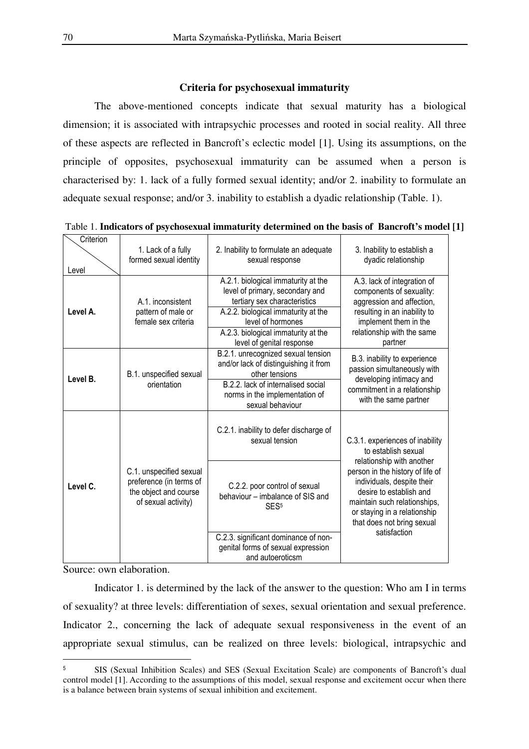### Criteria for psychosexual immaturity

The above-mentioned concepts indicate that sexual maturity has a biological dimension; it is associated with intrapsychic processes and rooted in social reality. All three of these aspects are reflected in Bancroft's eclectic model [1]. Using its assumptions, on the principle of opposites, psychosexual immaturity can be assumed when a person is characterised by: 1. lack of a fully formed sexual identity; and/or 2. inability to formulate an adequate sexual response; and/or 3. inability to establish a dyadic relationship (Table. 1).

Table 1. **Indicators of psychosexual immaturity determined on the basis of Bancroft's model [1]**

| Level \ Criterion | 1. Lack of a fully formed sexual identity | 2. Inability to formulate an adequate sexual response | 3. Inability to establish a dyadic relationship |
|---|---|---|---|
| **Level A.** | A.1. inconsistent pattern of male or female sex criteria | A.2.1. biological immaturity at the level of primary, secondary and tertiary sex characteristics | A.3. lack of integration of components of sexuality: aggression and affection, resulting in an inability to implement them in the relationship with the same partner |
| | | A.2.2. biological immaturity at the level of hormones | |
| | | A.2.3. biological immaturity at the level of genital response | |
| **Level B.** | B.1. unspecified sexual orientation | B.2.1. unrecognized sexual tension and/or lack of distinguishing it from other tensions | B.3. inability to experience passion simultaneously with developing intimacy and commitment in a relationship with the same partner |
| | | B.2.2. lack of internalised social norms in the implementation of sexual behaviour | |
| **Level C.** | C.1. unspecified sexual preference (in terms of the object and course of sexual activity) | C.2.1. inability to defer discharge of sexual tension | C.3.1. experiences of inability to establish sexual relationship with another person in the history of life of individuals, despite their desire to establish and maintain such relationships, or staying in a relationship that does not bring sexual satisfaction |
| | | C.2.2. poor control of sexual behaviour – imbalance of SIS and SES[5] | |
| | | C.2.3. significant dominance of non-genital forms of sexual expression and autoeroticsm | |

Source: own elaboration.

Indicator 1. is determined by the lack of the answer to the question: Who am I in terms of sexuality? at three levels: differentiation of sexes, sexual orientation and sexual preference. Indicator 2., concerning the lack of adequate sexual responsiveness in the event of an appropriate sexual stimulus, can be realized on three levels: biological, intrapsychic and

[5] SIS (Sexual Inhibition Scales) and SES (Sexual Excitation Scale) are components of Bancroft's dual control model [1]. According to the assumptions of this model, sexual response and excitement occur when there is a balance between brain systems of sexual inhibition and excitement.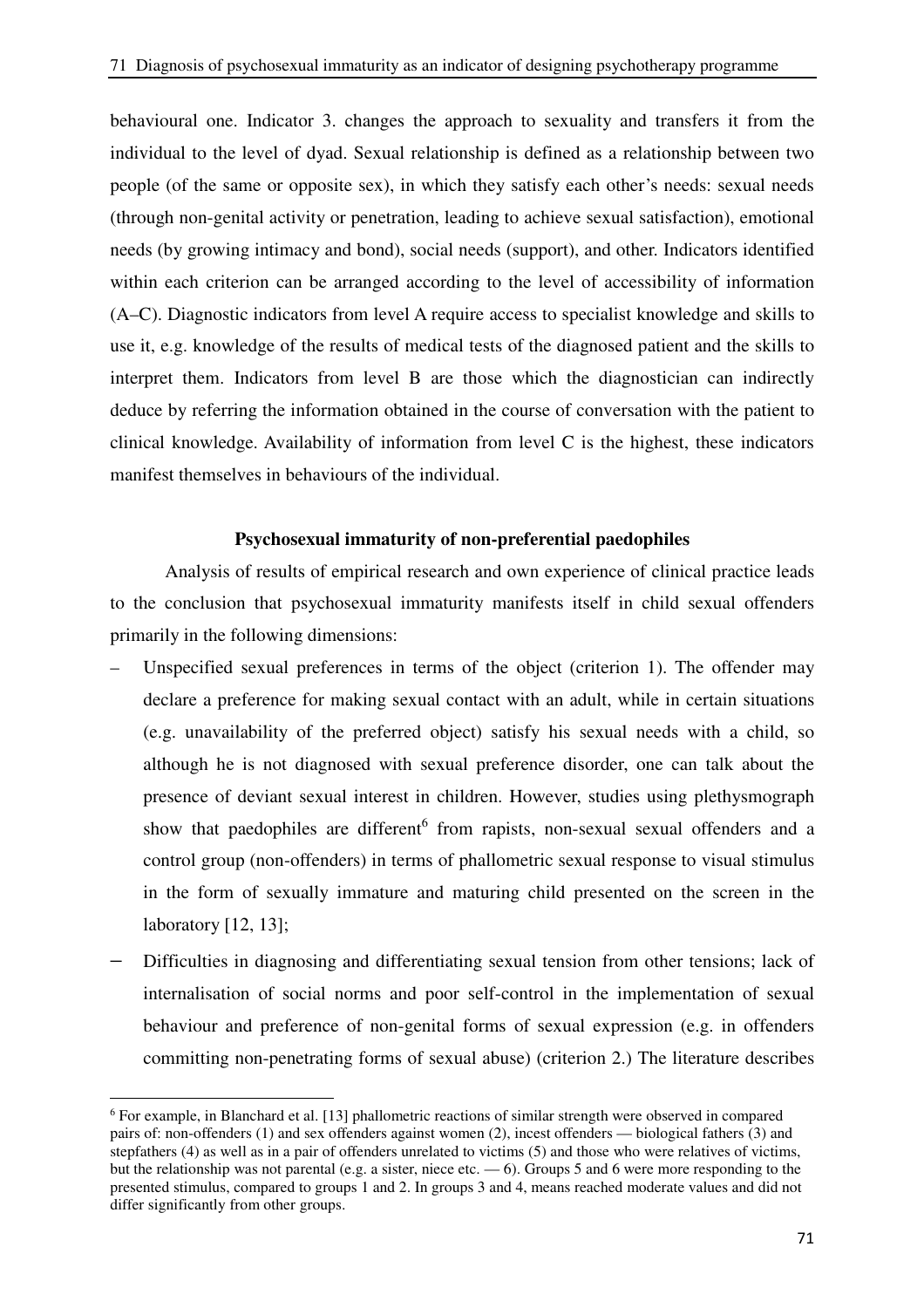behavioural one. Indicator 3. changes the approach to sexuality and transfers it from the individual to the level of dyad. Sexual relationship is defined as a relationship between two people (of the same or opposite sex), in which they satisfy each other's needs: sexual needs (through non-genital activity or penetration, leading to achieve sexual satisfaction), emotional needs (by growing intimacy and bond), social needs (support), and other. Indicators identified within each criterion can be arranged according to the level of accessibility of information (A–C). Diagnostic indicators from level A require access to specialist knowledge and skills to use it, e.g. knowledge of the results of medical tests of the diagnosed patient and the skills to interpret them. Indicators from level B are those which the diagnostician can indirectly deduce by referring the information obtained in the course of conversation with the patient to clinical knowledge. Availability of information from level C is the highest, these indicators manifest themselves in behaviours of the individual.

**Psychosexual immaturity of non-preferential paedophiles**

Analysis of results of empirical research and own experience of clinical practice leads to the conclusion that psychosexual immaturity manifests itself in child sexual offenders primarily in the following dimensions:

- Unspecified sexual preferences in terms of the object (criterion 1). The offender may declare a preference for making sexual contact with an adult, while in certain situations (e.g. unavailability of the preferred object) satisfy his sexual needs with a child, so although he is not diagnosed with sexual preference disorder, one can talk about the presence of deviant sexual interest in children. However, studies using plethysmograph show that paedophiles are different[6] from rapists, non-sexual sexual offenders and a control group (non-offenders) in terms of phallometric sexual response to visual stimulus in the form of sexually immature and maturing child presented on the screen in the laboratory [12, 13];
- Difficulties in diagnosing and differentiating sexual tension from other tensions; lack of internalisation of social norms and poor self-control in the implementation of sexual behaviour and preference of non-genital forms of sexual expression (e.g. in offenders committing non-penetrating forms of sexual abuse) (criterion 2.) The literature describes

[6] For example, in Blanchard et al. [13] phallometric reactions of similar strength were observed in compared pairs of: non-offenders (1) and sex offenders against women (2), incest offenders — biological fathers (3) and stepfathers (4) as well as in a pair of offenders unrelated to victims (5) and those who were relatives of victims, but the relationship was not parental (e.g. a sister, niece etc. — 6). Groups 5 and 6 were more responding to the presented stimulus, compared to groups 1 and 2. In groups 3 and 4, means reached moderate values and did not differ significantly from other groups.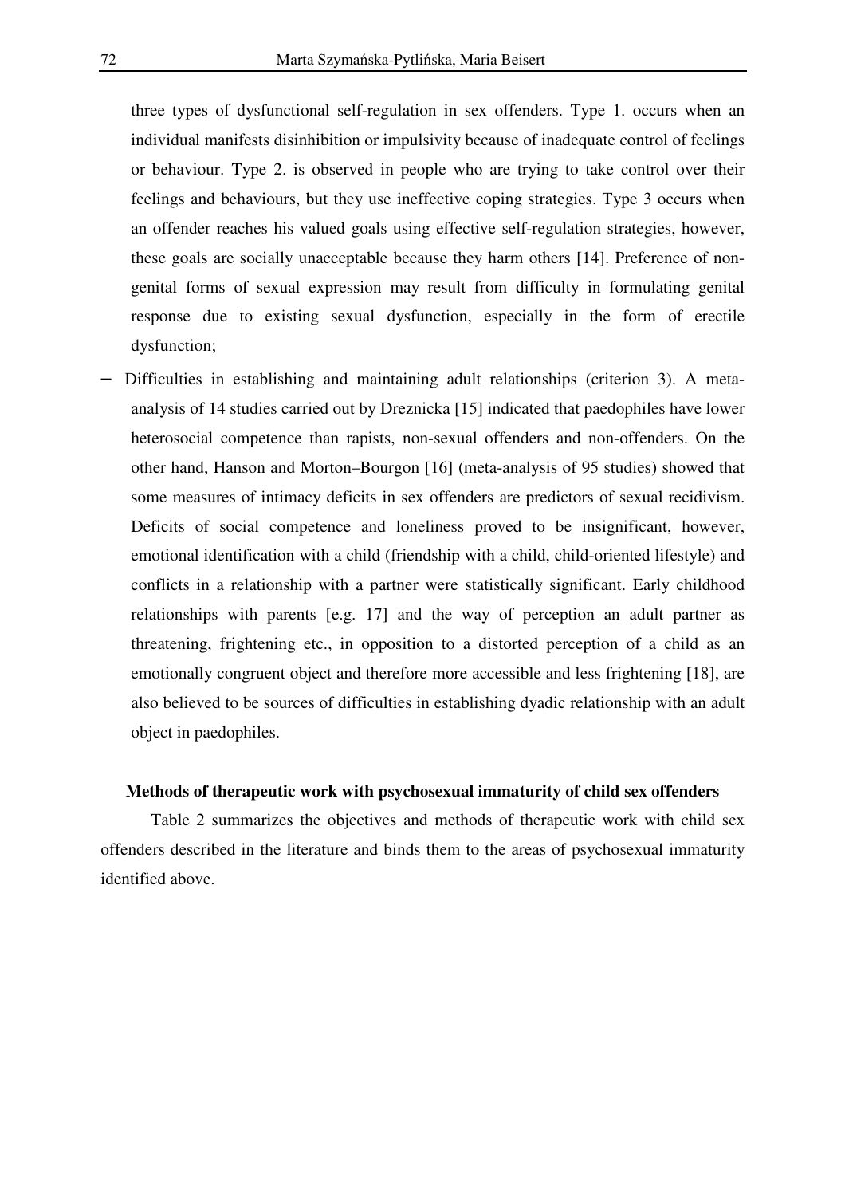three types of dysfunctional self-regulation in sex offenders. Type 1. occurs when an individual manifests disinhibition or impulsivity because of inadequate control of feelings or behaviour. Type 2. is observed in people who are trying to take control over their feelings and behaviours, but they use ineffective coping strategies. Type 3 occurs when an offender reaches his valued goals using effective self-regulation strategies, however, these goals are socially unacceptable because they harm others [14]. Preference of non-genital forms of sexual expression may result from difficulty in formulating genital response due to existing sexual dysfunction, especially in the form of erectile dysfunction;

- Difficulties in establishing and maintaining adult relationships (criterion 3). A meta-analysis of 14 studies carried out by Dreznicka [15] indicated that paedophiles have lower heterosocial competence than rapists, non-sexual offenders and non-offenders. On the other hand, Hanson and Morton–Bourgon [16] (meta-analysis of 95 studies) showed that some measures of intimacy deficits in sex offenders are predictors of sexual recidivism. Deficits of social competence and loneliness proved to be insignificant, however, emotional identification with a child (friendship with a child, child-oriented lifestyle) and conflicts in a relationship with a partner were statistically significant. Early childhood relationships with parents [e.g. 17] and the way of perception an adult partner as threatening, frightening etc., in opposition to a distorted perception of a child as an emotionally congruent object and therefore more accessible and less frightening [18], are also believed to be sources of difficulties in establishing dyadic relationship with an adult object in paedophiles.

### Methods of therapeutic work with psychosexual immaturity of child sex offenders

Table 2 summarizes the objectives and methods of therapeutic work with child sex offenders described in the literature and binds them to the areas of psychosexual immaturity identified above.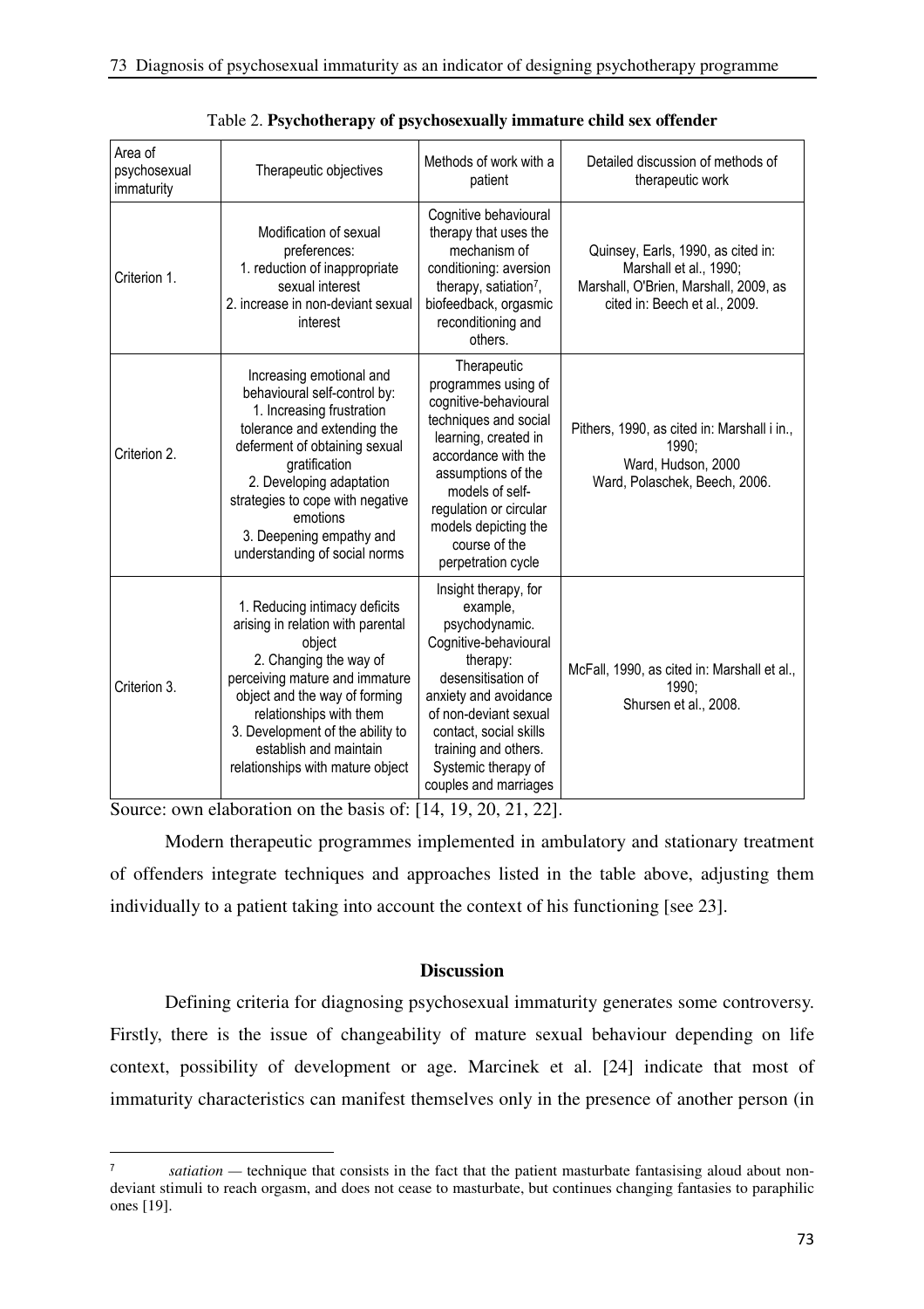Table 2. **Psychotherapy of psychosexually immature child sex offender**

| Area of psychosexual immaturity | Therapeutic objectives | Methods of work with a patient | Detailed discussion of methods of therapeutic work |
|---|---|---|---|
| Criterion 1. | Modification of sexual preferences:<br>1. reduction of inappropriate sexual interest<br>2. increase in non-deviant sexual interest | Cognitive behavioural therapy that uses the mechanism of conditioning: aversion therapy, satiation[7], biofeedback, orgasmic reconditioning and others. | Quinsey, Earls, 1990, as cited in: Marshall et al., 1990;<br>Marshall, O'Brien, Marshall, 2009, as cited in: Beech et al., 2009. |
| Criterion 2. | Increasing emotional and behavioural self-control by:<br>1. Increasing frustration tolerance and extending the deferment of obtaining sexual gratification<br>2. Developing adaptation strategies to cope with negative emotions<br>3. Deepening empathy and understanding of social norms | Therapeutic programmes using of cognitive-behavioural techniques and social learning, created in accordance with the assumptions of the models of self-regulation or circular models depicting the course of the perpetration cycle | Pithers, 1990, as cited in: Marshall i in., 1990;<br>Ward, Hudson, 2000<br>Ward, Polaschek, Beech, 2006. |
| Criterion 3. | 1. Reducing intimacy deficits arising in relation with parental object<br>2. Changing the way of perceiving mature and immature object and the way of forming relationships with them<br>3. Development of the ability to establish and maintain relationships with mature object | Insight therapy, for example, psychodynamic.<br>Cognitive-behavioural therapy: desensitisation of anxiety and avoidance of non-deviant sexual contact, social skills training and others.<br>Systemic therapy of couples and marriages | McFall, 1990, as cited in: Marshall et al., 1990;<br>Shursen et al., 2008. |

Source: own elaboration on the basis of: [14, 19, 20, 21, 22].

Modern therapeutic programmes implemented in ambulatory and stationary treatment of offenders integrate techniques and approaches listed in the table above, adjusting them individually to a patient taking into account the context of his functioning [see 23].

## Discussion

Defining criteria for diagnosing psychosexual immaturity generates some controversy. Firstly, there is the issue of changeability of mature sexual behaviour depending on life context, possibility of development or age. Marcinek et al. [24] indicate that most of immaturity characteristics can manifest themselves only in the presence of another person (in

---

[7] *satiation* — technique that consists in the fact that the patient masturbate fantasising aloud about non-deviant stimuli to reach orgasm, and does not cease to masturbate, but continues changing fantasies to paraphilic ones [19].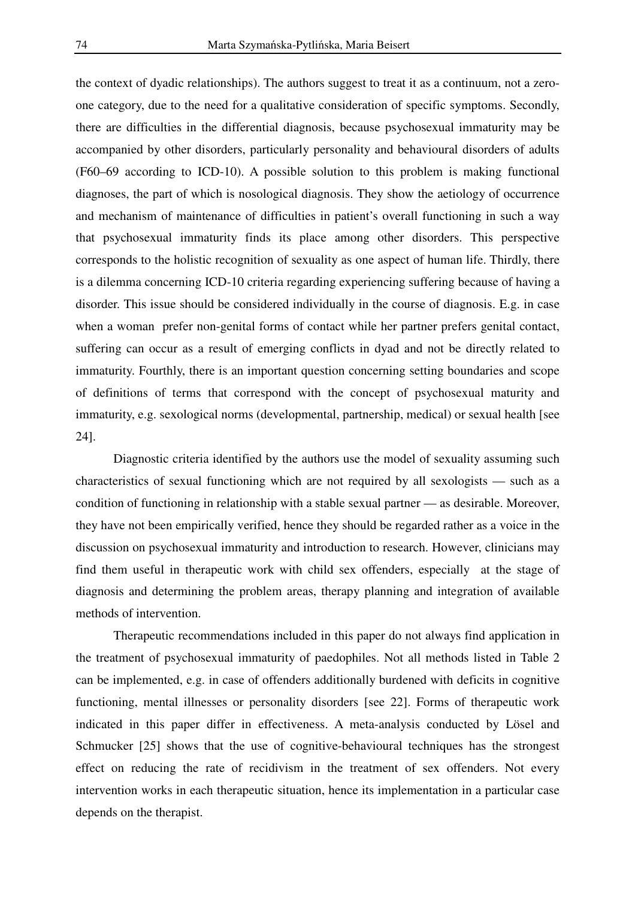the context of dyadic relationships). The authors suggest to treat it as a continuum, not a zero-one category, due to the need for a qualitative consideration of specific symptoms. Secondly, there are difficulties in the differential diagnosis, because psychosexual immaturity may be accompanied by other disorders, particularly personality and behavioural disorders of adults (F60–69 according to ICD-10). A possible solution to this problem is making functional diagnoses, the part of which is nosological diagnosis. They show the aetiology of occurrence and mechanism of maintenance of difficulties in patient's overall functioning in such a way that psychosexual immaturity finds its place among other disorders. This perspective corresponds to the holistic recognition of sexuality as one aspect of human life. Thirdly, there is a dilemma concerning ICD-10 criteria regarding experiencing suffering because of having a disorder. This issue should be considered individually in the course of diagnosis. E.g. in case when a woman prefer non-genital forms of contact while her partner prefers genital contact, suffering can occur as a result of emerging conflicts in dyad and not be directly related to immaturity. Fourthly, there is an important question concerning setting boundaries and scope of definitions of terms that correspond with the concept of psychosexual maturity and immaturity, e.g. sexological norms (developmental, partnership, medical) or sexual health [see 24].

Diagnostic criteria identified by the authors use the model of sexuality assuming such characteristics of sexual functioning which are not required by all sexologists — such as a condition of functioning in relationship with a stable sexual partner — as desirable. Moreover, they have not been empirically verified, hence they should be regarded rather as a voice in the discussion on psychosexual immaturity and introduction to research. However, clinicians may find them useful in therapeutic work with child sex offenders, especially at the stage of diagnosis and determining the problem areas, therapy planning and integration of available methods of intervention.

Therapeutic recommendations included in this paper do not always find application in the treatment of psychosexual immaturity of paedophiles. Not all methods listed in Table 2 can be implemented, e.g. in case of offenders additionally burdened with deficits in cognitive functioning, mental illnesses or personality disorders [see 22]. Forms of therapeutic work indicated in this paper differ in effectiveness. A meta-analysis conducted by Lösel and Schmucker [25] shows that the use of cognitive-behavioural techniques has the strongest effect on reducing the rate of recidivism in the treatment of sex offenders. Not every intervention works in each therapeutic situation, hence its implementation in a particular case depends on the therapist.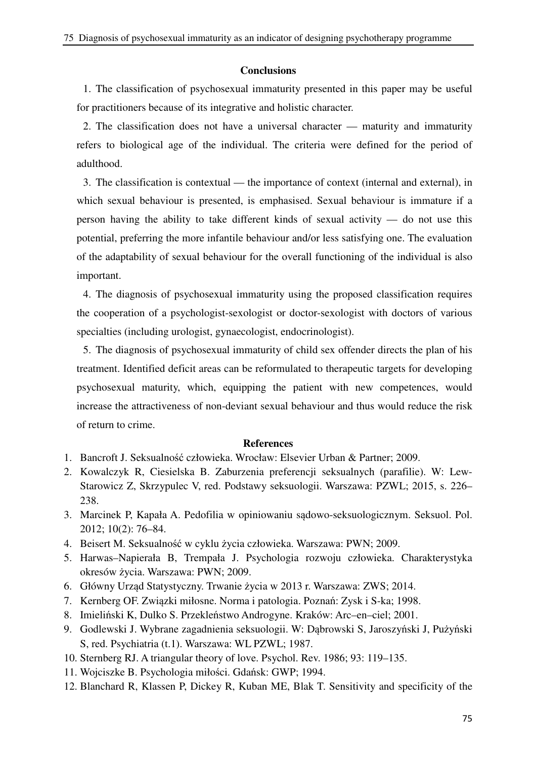## Conclusions

1. The classification of psychosexual immaturity presented in this paper may be useful for practitioners because of its integrative and holistic character.

2. The classification does not have a universal character — maturity and immaturity refers to biological age of the individual. The criteria were defined for the period of adulthood.

3. The classification is contextual — the importance of context (internal and external), in which sexual behaviour is presented, is emphasised. Sexual behaviour is immature if a person having the ability to take different kinds of sexual activity — do not use this potential, preferring the more infantile behaviour and/or less satisfying one. The evaluation of the adaptability of sexual behaviour for the overall functioning of the individual is also important.

4. The diagnosis of psychosexual immaturity using the proposed classification requires the cooperation of a psychologist-sexologist or doctor-sexologist with doctors of various specialties (including urologist, gynaecologist, endocrinologist).

5. The diagnosis of psychosexual immaturity of child sex offender directs the plan of his treatment. Identified deficit areas can be reformulated to therapeutic targets for developing psychosexual maturity, which, equipping the patient with new competences, would increase the attractiveness of non-deviant sexual behaviour and thus would reduce the risk of return to crime.

## References

1. Bancroft J. Seksualność człowieka. Wrocław: Elsevier Urban & Partner; 2009.
2. Kowalczyk R, Ciesielska B. Zaburzenia preferencji seksualnych (parafilie). W: Lew-Starowicz Z, Skrzypulec V, red. Podstawy seksuologii. Warszawa: PZWL; 2015, s. 226–238.
3. Marcinek P, Kapała A. Pedofilia w opiniowaniu sądowo-seksuologicznym. Seksuol. Pol. 2012; 10(2): 76–84.
4. Beisert M. Seksualność w cyklu życia człowieka. Warszawa: PWN; 2009.
5. Harwas–Napierała B, Trempała J. Psychologia rozwoju człowieka. Charakterystyka okresów życia. Warszawa: PWN; 2009.
6. Główny Urząd Statystyczny. Trwanie życia w 2013 r. Warszawa: ZWS; 2014.
7. Kernberg OF. Związki miłosne. Norma i patologia. Poznań: Zysk i S-ka; 1998.
8. Imieliński K, Dulko S. Przekleństwo Androgyne. Kraków: Arc–en–ciel; 2001.
9. Godlewski J. Wybrane zagadnienia seksuologii. W: Dąbrowski S, Jaroszyński J, Pużyński S, red. Psychiatria (t.1). Warszawa: WL PZWL; 1987.
10. Sternberg RJ. A triangular theory of love. Psychol. Rev. 1986; 93: 119–135.
11. Wojciszke B. Psychologia miłości. Gdańsk: GWP; 1994.
12. Blanchard R, Klassen P, Dickey R, Kuban ME, Blak T. Sensitivity and specificity of the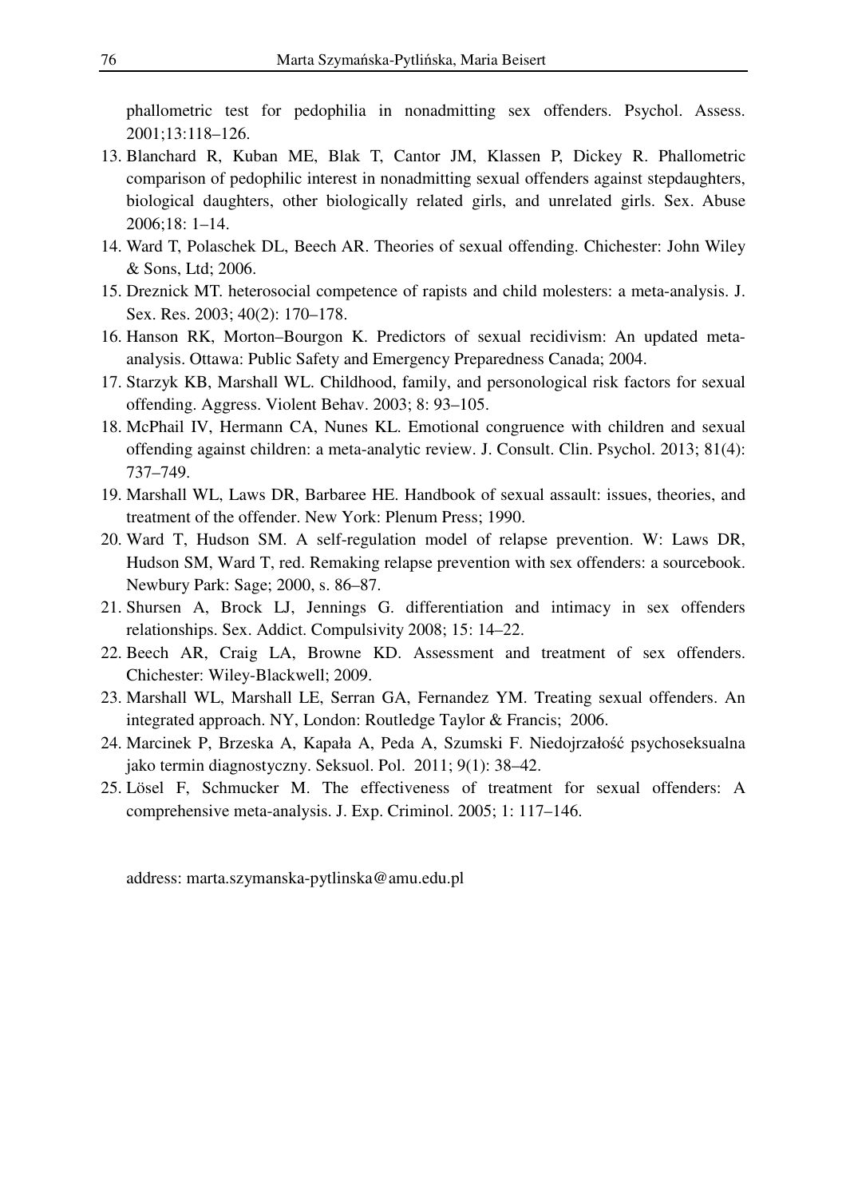phallometric test for pedophilia in nonadmitting sex offenders. Psychol. Assess. 2001;13:118–126.

13. Blanchard R, Kuban ME, Blak T, Cantor JM, Klassen P, Dickey R. Phallometric comparison of pedophilic interest in nonadmitting sexual offenders against stepdaughters, biological daughters, other biologically related girls, and unrelated girls. Sex. Abuse 2006;18: 1–14.
14. Ward T, Polaschek DL, Beech AR. Theories of sexual offending. Chichester: John Wiley & Sons, Ltd; 2006.
15. Dreznick MT. heterosocial competence of rapists and child molesters: a meta-analysis. J. Sex. Res. 2003; 40(2): 170–178.
16. Hanson RK, Morton–Bourgon K. Predictors of sexual recidivism: An updated meta-analysis. Ottawa: Public Safety and Emergency Preparedness Canada; 2004.
17. Starzyk KB, Marshall WL. Childhood, family, and personological risk factors for sexual offending. Aggress. Violent Behav. 2003; 8: 93–105.
18. McPhail IV, Hermann CA, Nunes KL. Emotional congruence with children and sexual offending against children: a meta-analytic review. J. Consult. Clin. Psychol. 2013; 81(4): 737–749.
19. Marshall WL, Laws DR, Barbaree HE. Handbook of sexual assault: issues, theories, and treatment of the offender. New York: Plenum Press; 1990.
20. Ward T, Hudson SM. A self-regulation model of relapse prevention. W: Laws DR, Hudson SM, Ward T, red. Remaking relapse prevention with sex offenders: a sourcebook. Newbury Park: Sage; 2000, s. 86–87.
21. Shursen A, Brock LJ, Jennings G. differentiation and intimacy in sex offenders relationships. Sex. Addict. Compulsivity 2008; 15: 14–22.
22. Beech AR, Craig LA, Browne KD. Assessment and treatment of sex offenders. Chichester: Wiley-Blackwell; 2009.
23. Marshall WL, Marshall LE, Serran GA, Fernandez YM. Treating sexual offenders. An integrated approach. NY, London: Routledge Taylor & Francis; 2006.
24. Marcinek P, Brzeska A, Kapała A, Peda A, Szumski F. Niedojrzałość psychoseksualna jako termin diagnostyczny. Seksuol. Pol. 2011; 9(1): 38–42.
25. Lösel F, Schmucker M. The effectiveness of treatment for sexual offenders: A comprehensive meta-analysis. J. Exp. Criminol. 2005; 1: 117–146.

address: marta.szymanska-pytlinska@amu.edu.pl